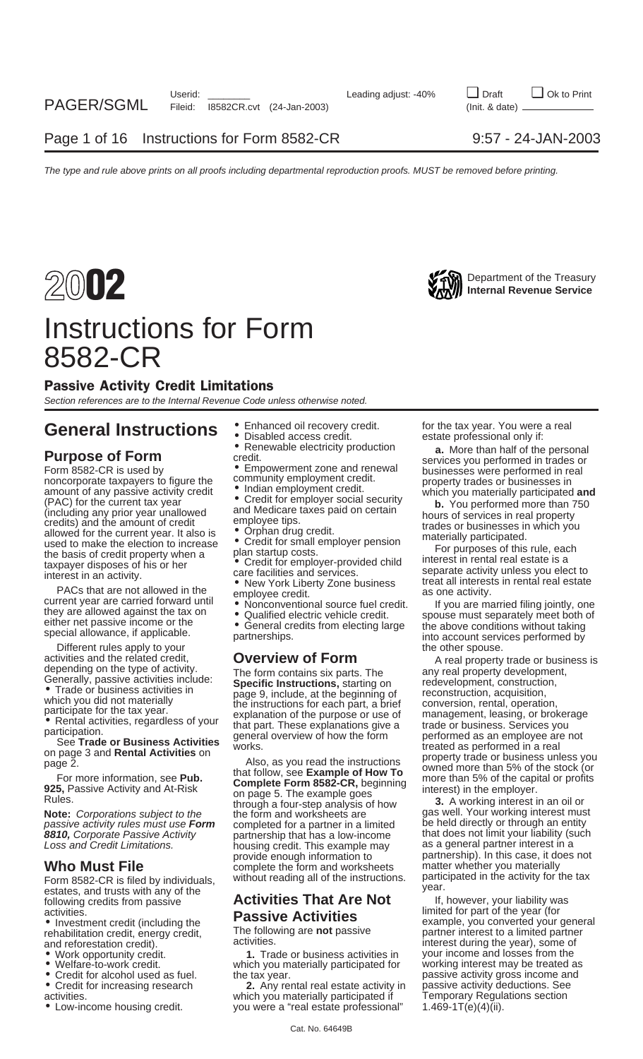# 2002 Instructions for Form 8582-CR

Department of the Treasury
Internal Revenue Service

## Passive Activity Credit Limitations

*Section references are to the Internal Revenue Code unless otherwise noted.*

# General Instructions

## Purpose of Form

Form 8582-CR is used by noncorporate taxpayers to figure the amount of any passive activity credit (PAC) for the current tax year (including any prior year unallowed credits) and the amount of credit allowed for the current year. It is also used to make the election to increase the basis of credit property when a taxpayer disposes of his or her interest in an activity.

PACs that are not allowed in the current year are carried forward until they are allowed against the tax on either net passive income or the special allowance, if applicable.

Different rules apply to your activities and the related credit, depending on the type of activity. Generally, passive activities include:

- Trade or business activities in which you did not materially participate for the tax year.
- Rental activities, regardless of your participation.

See **Trade or Business Activities** on page 3 and **Rental Activities** on page 2.

For more information, see **Pub. 925,** Passive Activity and At-Risk Rules.

**Note:** *Corporations subject to the passive activity rules must use* **Form 8810,** *Corporate Passive Activity Loss and Credit Limitations.*

## Who Must File

Form 8582-CR is filed by individuals, estates, and trusts with any of the following credits from passive activities.

- Investment credit (including the rehabilitation credit, energy credit, and reforestation credit).
- Work opportunity credit.
- Welfare-to-work credit.
- Credit for alcohol used as fuel.
- Credit for increasing research activities.
- Low-income housing credit.
- Enhanced oil recovery credit.
- Disabled access credit.
- Renewable electricity production credit.
- Empowerment zone and renewal community employment credit.
- Indian employment credit.
- Credit for employer social security and Medicare taxes paid on certain employee tips.
- Orphan drug credit.
- Credit for small employer pension plan startup costs.
- Credit for employer-provided child care facilities and services.
- New York Liberty Zone business employee credit.
- Nonconventional source fuel credit.
- Qualified electric vehicle credit.
- General credits from electing large partnerships.

## Overview of Form

The form contains six parts. The **Specific Instructions,** starting on page 9, include, at the beginning of the instructions for each part, a brief explanation of the purpose or use of that part. These explanations give a general overview of how the form works.

Also, as you read the instructions that follow, see **Example of How To Complete Form 8582-CR,** beginning on page 5. The example goes through a four-step analysis of how the form and worksheets are completed for a partner in a limited partnership that has a low-income housing credit. This example may provide enough information to complete the form and worksheets without reading all of the instructions.

## Activities That Are Not Passive Activities

The following are **not** passive activities.

**1.** Trade or business activities in which you materially participated for the tax year.

**2.** Any rental real estate activity in which you materially participated if you were a "real estate professional" for the tax year. You were a real estate professional only if:

**a.** More than half of the personal services you performed in trades or businesses were performed in real property trades or businesses in which you materially participated **and**

**b.** You performed more than 750 hours of services in real property trades or businesses in which you materially participated.

For purposes of this rule, each interest in rental real estate is a separate activity unless you elect to treat all interests in rental real estate as one activity.

If you are married filing jointly, one spouse must separately meet both of the above conditions without taking into account services performed by the other spouse.

A real property trade or business is any real property development, redevelopment, construction, reconstruction, acquisition, conversion, rental, operation, management, leasing, or brokerage trade or business. Services you performed as an employee are not treated as performed in a real property trade or business unless you owned more than 5% of the stock (or more than 5% of the capital or profits interest) in the employer.

**3.** A working interest in an oil or gas well. Your working interest must be held directly or through an entity that does not limit your liability (such as a general partner interest in a partnership). In this case, it does not matter whether you materially participated in the activity for the tax year.

If, however, your liability was limited for part of the year (for example, you converted your general partner interest to a limited partner interest during the year), some of your income and losses from the working interest may be treated as passive activity gross income and passive activity deductions. See Temporary Regulations section 1.469-1T(e)(4)(ii).

Cat. No. 64649B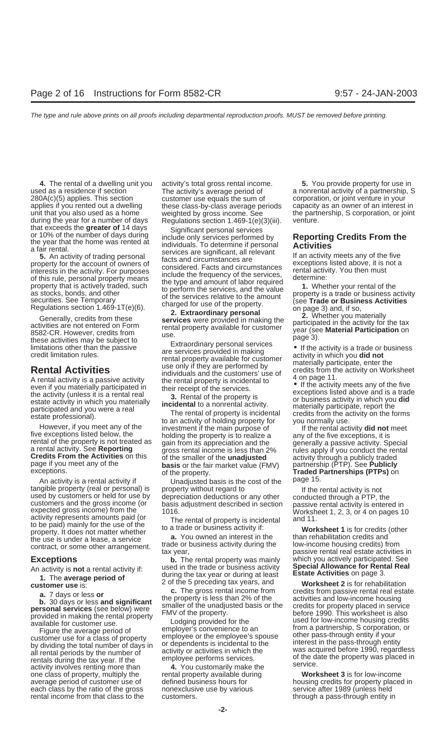**4.** The rental of a dwelling unit you used as a residence if section 280A(c)(5) applies. This section applies if you rented out a dwelling unit that you also used as a home during the year for a number of days that exceeds the **greater of** 14 days or 10% of the number of days during the year that the home was rented at a fair rental.

**5.** An activity of trading personal property for the account of owners of interests in the activity. For purposes of this rule, personal property means property that is actively traded, such as stocks, bonds, and other securities. See Temporary Regulations section 1.469-1T(e)(6).

Generally, credits from these activities are not entered on Form 8582-CR. However, credits from these activities may be subject to limitations other than the passive credit limitation rules.

## Rental Activities

A rental activity is a passive activity even if you materially participated in the activity (unless it is a rental real estate activity in which you materially participated and you were a real estate professional).

However, if you meet any of the five exceptions listed below, the rental of the property is not treated as a rental activity. See **Reporting Credits From the Activities** on this page if you meet any of the exceptions.

An activity is a rental activity if tangible property (real or personal) is used by customers or held for use by customers and the gross income (or expected gross income) from the activity represents amounts paid (or to be paid) mainly for the use of the property. It does not matter whether the use is under a lease, a service contract, or some other arrangement.

### Exceptions

An activity is **not** a rental activity if:

**1.** The **average period of customer use** is:

**a.** 7 days or less **or**

**b.** 30 days or less **and significant personal services** (see below) were provided in making the rental property available for customer use.

Figure the average period of customer use for a class of property by dividing the total number of days in all rental periods by the number of rentals during the tax year. If the activity involves renting more than one class of property, multiply the average period of customer use of each class by the ratio of the gross rental income from that class to the activity's total gross rental income. The activity's average period of customer use equals the sum of these class-by-class average periods weighted by gross income. See Regulations section 1.469-1(e)(3)(iii).

Significant personal services include only services performed by individuals. To determine if personal services are significant, all relevant facts and circumstances are considered. Facts and circumstances include the frequency of the services, the type and amount of labor required to perform the services, and the value of the services relative to the amount charged for use of the property.

**2. Extraordinary personal services** were provided in making the rental property available for customer use.

Extraordinary personal services are services provided in making rental property available for customer use only if they are performed by individuals and the customers' use of the rental property is incidental to their receipt of the services.

**3.** Rental of the property is **incidental** to a nonrental activity.

The rental of property is incidental to an activity of holding property for investment if the main purpose of holding the property is to realize a gain from its appreciation and the gross rental income is less than 2% of the smaller of the **unadjusted basis** or the fair market value (FMV) of the property.

Unadjusted basis is the cost of the property without regard to depreciation deductions or any other basis adjustment described in section 1016.

The rental of property is incidental to a trade or business activity if:

**a.** You owned an interest in the trade or business activity during the tax year,

**b.** The rental property was mainly used in the trade or business activity during the tax year or during at least 2 of the 5 preceding tax years, and

**c.** The gross rental income from the property is less than 2% of the smaller of the unadjusted basis or the FMV of the property.

Lodging provided for the employer's convenience to an employee or the employee's spouse or dependents is incidental to the activity or activities in which the employee performs services.

**4.** You customarily make the rental property available during defined business hours for nonexclusive use by various customers.

**5.** You provide property for use in a nonrental activity of a partnership, S corporation, or joint venture in your capacity as an owner of an interest in the partnership, S corporation, or joint venture.

## Reporting Credits From the Activities

If an activity meets any of the five exceptions listed above, it is not a rental activity. You then must determine:

**1.** Whether your rental of the property is a trade or business activity (see **Trade or Business Activities** on page 3) and, if so,

**2.** Whether you materially participated in the activity for the tax year (see **Material Participation** on page 3).

- If the activity is a trade or business activity in which you **did not** materially participate, enter the credits from the activity on Worksheet 4 on page 11.
- If the activity meets any of the five exceptions listed above and is a trade or business activity in which you **did** materially participate, report the credits from the activity on the forms you normally use.

If the rental activity **did not** meet any of the five exceptions, it is generally a passive activity. Special rules apply if you conduct the rental activity through a publicly traded partnership (PTP). See **Publicly Traded Partnerships (PTPs)** on page 15.

If the rental activity is not conducted through a PTP, the passive rental activity is entered in Worksheet 1, 2, 3, or 4 on pages 10 and 11.

**Worksheet 1** is for credits (other than rehabilitation credits and low-income housing credits) from passive rental real estate activities in which you actively participated. See **Special Allowance for Rental Real Estate Activities** on page 3.

**Worksheet 2** is for rehabilitation credits from passive rental real estate activities and low-income housing credits for property placed in service before 1990. This worksheet is also used for low-income housing credits from a partnership, S corporation, or other pass-through entity if your interest in the pass-through entity was acquired before 1990, regardless of the date the property was placed in service.

**Worksheet 3** is for low-income housing credits for property placed in service after 1989 (unless held through a pass-through entity in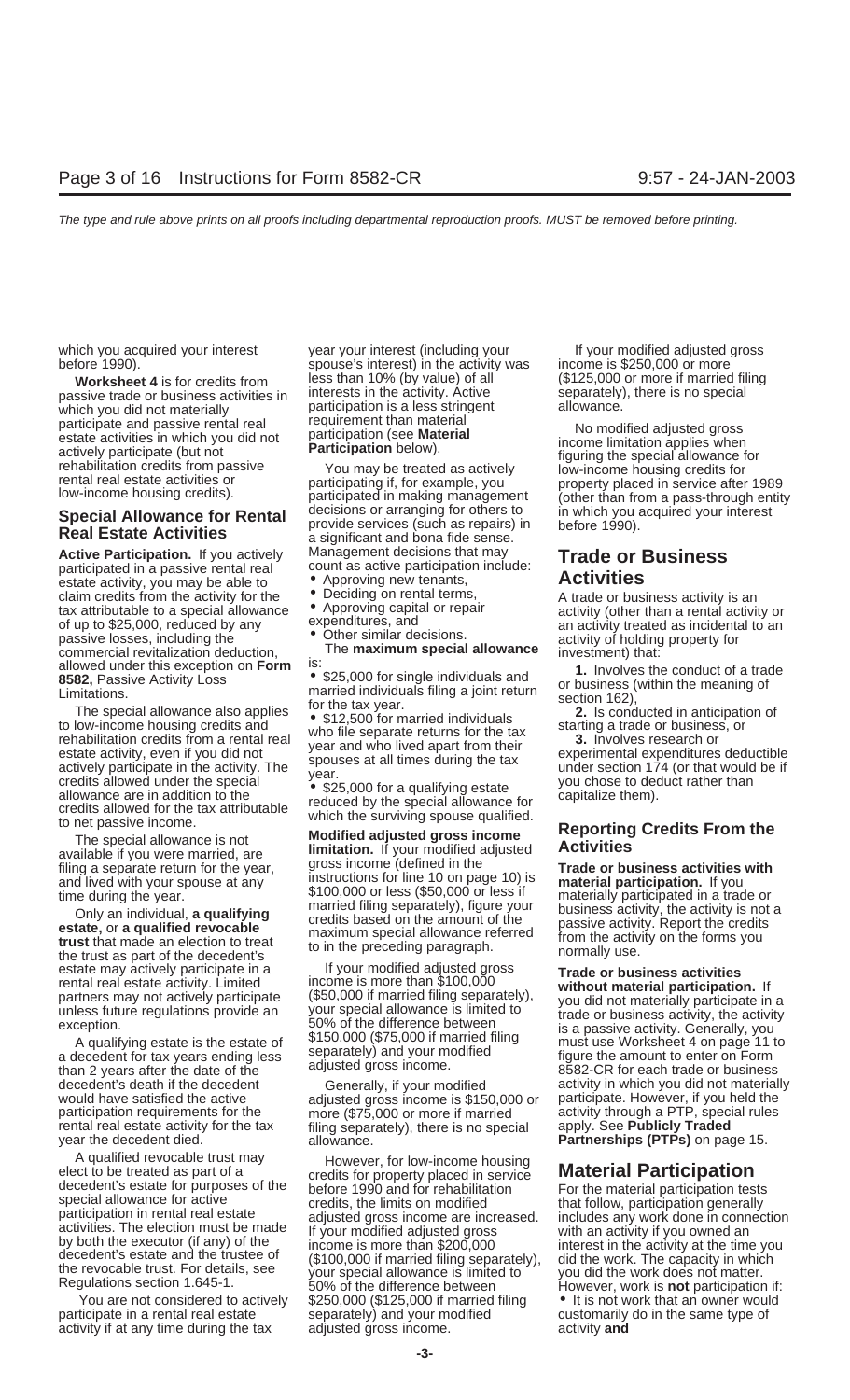which you acquired your interest before 1990).

**Worksheet 4** is for credits from passive trade or business activities in which you did not materially participate and passive rental real estate activities in which you did not actively participate (but not rehabilitation credits from passive rental real estate activities or low-income housing credits).

## Special Allowance for Rental Real Estate Activities

**Active Participation.** If you actively participated in a passive rental real estate activity, you may be able to claim credits from the activity for the tax attributable to a special allowance of up to $25,000, reduced by any passive losses, including the commercial revitalization deduction, allowed under this exception on **Form 8582,** Passive Activity Loss Limitations.

The special allowance also applies to low-income housing credits and rehabilitation credits from a rental real estate activity, even if you did not actively participate in the activity. The credits allowed under the special allowance are in addition to the credits allowed for the tax attributable to net passive income.

The special allowance is not available if you were married, are filing a separate return for the year, and lived with your spouse at any time during the year.

Only an individual, **a qualifying estate,** or **a qualified revocable trust** that made an election to treat the trust as part of the decedent's estate may actively participate in a rental real estate activity. Limited partners may not actively participate unless future regulations provide an exception.

A qualifying estate is the estate of a decedent for tax years ending less than 2 years after the date of the decedent's death if the decedent would have satisfied the active participation requirements for the rental real estate activity for the tax year the decedent died.

A qualified revocable trust may elect to be treated as part of a decedent's estate for purposes of the special allowance for active participation in rental real estate activities. The election must be made by both the executor (if any) of the decedent's estate and the trustee of the revocable trust. For details, see Regulations section 1.645-1.

You are not considered to actively participate in a rental real estate activity if at any time during the tax year your interest (including your spouse's interest) in the activity was less than 10% (by value) of all interests in the activity. Active participation is a less stringent requirement than material participation (see **Material Participation** below).

You may be treated as actively participating if, for example, you participated in making management decisions or arranging for others to provide services (such as repairs) in a significant and bona fide sense. Management decisions that may count as active participation include:

- Approving new tenants,
- Deciding on rental terms,
- Approving capital or repair expenditures, and
- Other similar decisions.

The **maximum special allowance** is:

- $25,000 for single individuals and married individuals filing a joint return for the tax year.
- $12,500 for married individuals who file separate returns for the tax year and who lived apart from their spouses at all times during the tax year.
- $25,000 for a qualifying estate reduced by the special allowance for which the surviving spouse qualified.

**Modified adjusted gross income limitation.** If your modified adjusted gross income (defined in the instructions for line 10 on page 10) is $100,000 or less ($50,000 or less if married filing separately), figure your credits based on the amount of the maximum special allowance referred to in the preceding paragraph.

If your modified adjusted gross income is more than $100,000 ($50,000 if married filing separately), your special allowance is limited to 50% of the difference between $150,000 ($75,000 if married filing separately) and your modified adjusted gross income.

Generally, if your modified adjusted gross income is $150,000 or more ($75,000 or more if married filing separately), there is no special allowance.

However, for low-income housing credits for property placed in service before 1990 and for rehabilitation credits, the limits on modified adjusted gross income are increased. If your modified adjusted gross income is more than $200,000 ($100,000 if married filing separately), your special allowance is limited to 50% of the difference between $250,000 ($125,000 if married filing separately) and your modified adjusted gross income.

If your modified adjusted gross income is $250,000 or more ($125,000 or more if married filing separately), there is no special allowance.

No modified adjusted gross income limitation applies when figuring the special allowance for low-income housing credits for property placed in service after 1989 (other than from a pass-through entity in which you acquired your interest before 1990).

## Trade or Business Activities

A trade or business activity is an activity (other than a rental activity or an activity treated as incidental to an activity of holding property for investment) that:

**1.** Involves the conduct of a trade or business (within the meaning of section 162),

**2.** Is conducted in anticipation of starting a trade or business, or

**3.** Involves research or experimental expenditures deductible under section 174 (or that would be if you chose to deduct rather than capitalize them).

## Reporting Credits From the Activities

**Trade or business activities with material participation.** If you materially participated in a trade or business activity, the activity is not a passive activity. Report the credits from the activity on the forms you normally use.

**Trade or business activities without material participation.** If you did not materially participate in a trade or business activity, the activity is a passive activity. Generally, you must use Worksheet 4 on page 11 to figure the amount to enter on Form 8582-CR for each trade or business activity in which you did not materially participate. However, if you held the activity through a PTP, special rules apply. See **Publicly Traded Partnerships (PTPs)** on page 15.

## Material Participation

For the material participation tests that follow, participation generally includes any work done in connection with an activity if you owned an interest in the activity at the time you did the work. The capacity in which you did the work does not matter. However, work is **not** participation if:

- It is not work that an owner would customarily do in the same type of activity **and**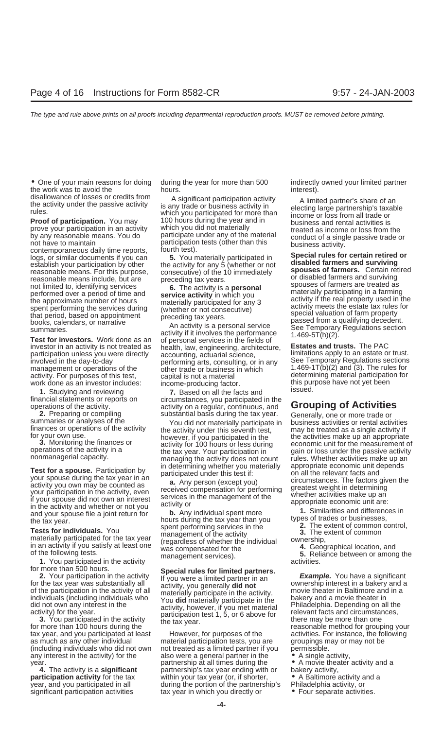- One of your main reasons for doing the work was to avoid the disallowance of losses or credits from the activity under the passive activity rules.

**Proof of participation.** You may prove your participation in an activity by any reasonable means. You do not have to maintain contemporaneous daily time reports, logs, or similar documents if you can establish your participation by other reasonable means. For this purpose, reasonable means include, but are not limited to, identifying services performed over a period of time and the approximate number of hours spent performing the services during that period, based on appointment books, calendars, or narrative summaries.

**Test for investors.** Work done as an investor in an activity is not treated as participation unless you were directly involved in the day-to-day management or operations of the activity. For purposes of this test, work done as an investor includes:

**1.** Studying and reviewing financial statements or reports on operations of the activity.

**2.** Preparing or compiling summaries or analyses of the finances or operations of the activity for your own use.

**3.** Monitoring the finances or operations of the activity in a nonmanagerial capacity.

**Test for a spouse.** Participation by your spouse during the tax year in an activity you own may be counted as your participation in the activity, even if your spouse did not own an interest in the activity and whether or not you and your spouse file a joint return for the tax year.

**Tests for individuals.** You materially participated for the tax year in an activity if you satisfy at least one of the following tests.

**1.** You participated in the activity for more than 500 hours.

**2.** Your participation in the activity for the tax year was substantially all of the participation in the activity of all individuals (including individuals who did not own any interest in the activity) for the year.

**3.** You participated in the activity for more than 100 hours during the tax year, and you participated at least as much as any other individual (including individuals who did not own any interest in the activity) for the year.

**4.** The activity is a **significant participation activity** for the tax year, and you participated in all significant participation activities during the year for more than 500 hours.

A significant participation activity is any trade or business activity in which you participated for more than 100 hours during the year and in which you did not materially participate under any of the material participation tests (other than this fourth test).

**5.** You materially participated in the activity for any 5 (whether or not consecutive) of the 10 immediately preceding tax years.

**6.** The activity is a **personal service activity** in which you materially participated for any 3 (whether or not consecutive) preceding tax years.

An activity is a personal service activity if it involves the performance of personal services in the fields of health, law, engineering, architecture, accounting, actuarial science, performing arts, consulting, or in any other trade or business in which capital is not a material income-producing factor.

**7.** Based on all the facts and circumstances, you participated in the activity on a regular, continuous, and substantial basis during the tax year.

You did not materially participate in the activity under this seventh test, however, if you participated in the activity for 100 hours or less during the tax year. Your participation in managing the activity does not count in determining whether you materially participated under this test if:

**a.** Any person (except you) received compensation for performing services in the management of the activity or

**b.** Any individual spent more hours during the tax year than you spent performing services in the management of the activity (regardless of whether the individual was compensated for the management services).

**Special rules for limited partners.** If you were a limited partner in an activity, you generally **did not** materially participate in the activity. You **did** materially participate in the activity, however, if you met material participation test 1, 5, or 6 above for the tax year.

However, for purposes of the material participation tests, you are not treated as a limited partner if you also were a general partner in the partnership at all times during the partnership's tax year ending with or within your tax year (or, if shorter, during the portion of the partnership's tax year in which you directly or indirectly owned your limited partner interest).

A limited partner's share of an electing large partnership's taxable income or loss from all trade or business and rental activities is treated as income or loss from the conduct of a single passive trade or business activity.

**Special rules for certain retired or disabled farmers and surviving spouses of farmers.** Certain retired or disabled farmers and surviving spouses of farmers are treated as materially participating in a farming activity if the real property used in the activity meets the estate tax rules for special valuation of farm property passed from a qualifying decedent. See Temporary Regulations section 1.469-5T(h)(2).

**Estates and trusts.** The PAC limitations apply to an estate or trust. See Temporary Regulations sections 1.469-1T(b)(2) and (3). The rules for determining material participation for this purpose have not yet been issued.

## Grouping of Activities

Generally, one or more trade or business activities or rental activities may be treated as a single activity if the activities make up an appropriate economic unit for the measurement of gain or loss under the passive activity rules. Whether activities make up an appropriate economic unit depends on all the relevant facts and circumstances. The factors given the greatest weight in determining whether activities make up an appropriate economic unit are:

**1.** Similarities and differences in types of trades or businesses,

**2.** The extent of common control,

**3.** The extent of common ownership,

**4.** Geographical location, and

**5.** Reliance between or among the activities.

***Example.*** You have a significant ownership interest in a bakery and a movie theater in Baltimore and in a bakery and a movie theater in Philadelphia. Depending on all the relevant facts and circumstances, there may be more than one reasonable method for grouping your activities. For instance, the following groupings may or may not be permissible.

- A single activity,
- A movie theater activity and a bakery activity,
- A Baltimore activity and a Philadelphia activity, or
- Four separate activities.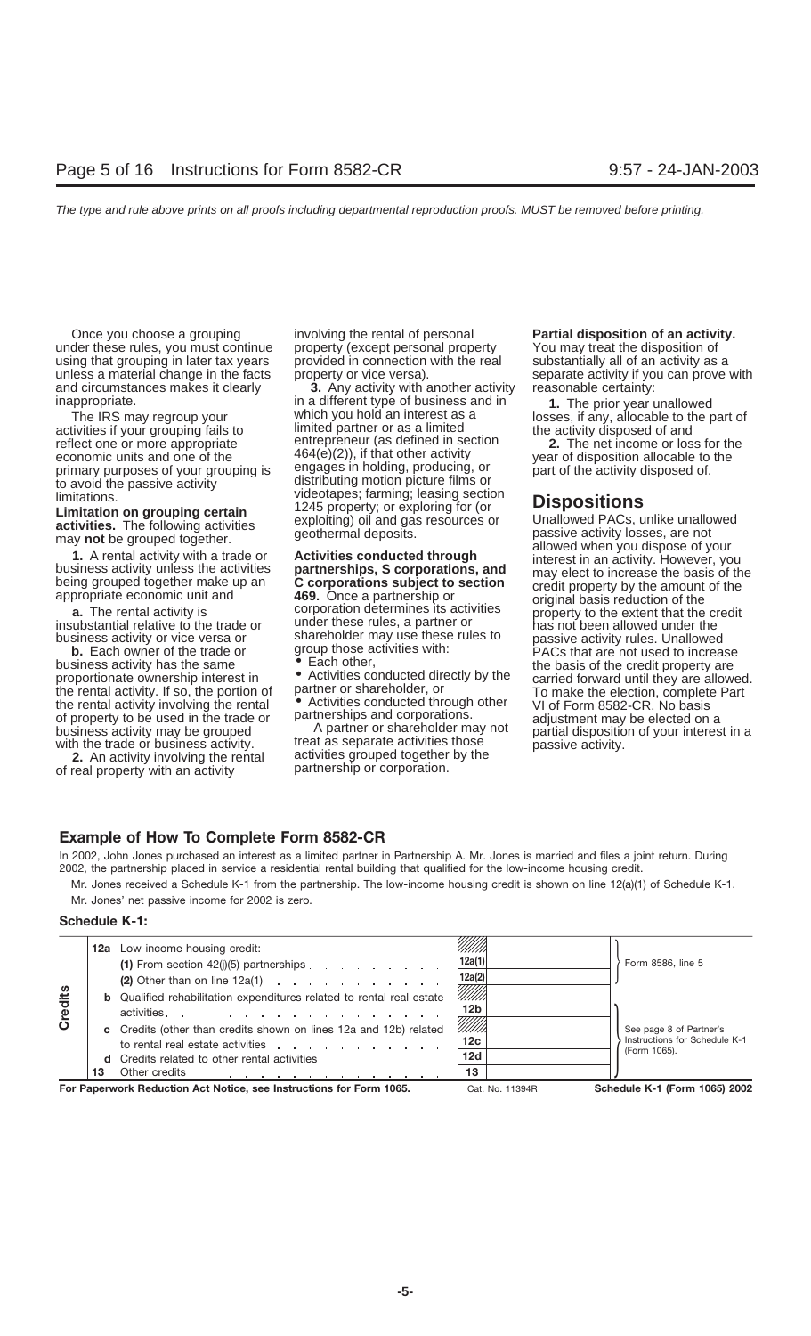Once you choose a grouping under these rules, you must continue using that grouping in later tax years unless a material change in the facts and circumstances makes it clearly inappropriate.

The IRS may regroup your activities if your grouping fails to reflect one or more appropriate economic units and one of the primary purposes of your grouping is to avoid the passive activity limitations.

**Limitation on grouping certain activities.** The following activities may **not** be grouped together.

**1.** A rental activity with a trade or business activity unless the activities being grouped together make up an appropriate economic unit and

**a.** The rental activity is insubstantial relative to the trade or business activity or vice versa or

**b.** Each owner of the trade or business activity has the same proportionate ownership interest in the rental activity. If so, the portion of the rental activity involving the rental of property to be used in the trade or business activity may be grouped with the trade or business activity.

**2.** An activity involving the rental of real property with an activity involving the rental of personal property (except personal property provided in connection with the real property or vice versa).

**3.** Any activity with another activity in a different type of business and in which you hold an interest as a limited partner or as a limited entrepreneur (as defined in section 464(e)(2)), if that other activity engages in holding, producing, or distributing motion picture films or videotapes; farming; leasing section 1245 property; or exploring for (or exploiting) oil and gas resources or geothermal deposits.

**Activities conducted through partnerships, S corporations, and C corporations subject to section 469.** Once a partnership or corporation determines its activities under these rules, a partner or shareholder may use these rules to group those activities with:

- Each other,
- Activities conducted directly by the partner or shareholder, or
- Activities conducted through other partnerships and corporations.

A partner or shareholder may not treat as separate activities those activities grouped together by the partnership or corporation.

**Partial disposition of an activity.** You may treat the disposition of substantially all of an activity as a separate activity if you can prove with reasonable certainty:

**1.** The prior year unallowed losses, if any, allocable to the part of the activity disposed of and

**2.** The net income or loss for the year of disposition allocable to the part of the activity disposed of.

## Dispositions

Unallowed PACs, unlike unallowed passive activity losses, are not allowed when you dispose of your interest in an activity. However, you may elect to increase the basis of the credit property by the amount of the original basis reduction of the property to the extent that the credit has not been allowed under the passive activity rules. Unallowed PACs that are not used to increase the basis of the credit property are carried forward until they are allowed. To make the election, complete Part VI of Form 8582-CR. No basis adjustment may be elected on a partial disposition of your interest in a passive activity.

## Example of How To Complete Form 8582-CR

In 2002, John Jones purchased an interest as a limited partner in Partnership A. Mr. Jones is married and files a joint return. During 2002, the partnership placed in service a residential rental building that qualified for the low-income housing credit.

Mr. Jones received a Schedule K-1 from the partnership. The low-income housing credit is shown on line 12(a)(1) of Schedule K-1.

Mr. Jones' net passive income for 2002 is zero.

### Schedule K-1:

| | | | | | |
|---|---|---|---|---|---|
| Credits | **12a** | Low-income housing credit: | | | |
| | | **(1)** From section 42(j)(5) partnerships | 12a(1) | | Form 8586, line 5 |
| | | **(2)** Other than on line 12a(1) | 12a(2) | | Form 8586, line 5 |
| | **b** | Qualified rehabilitation expenditures related to rental real estate activities | 12b | | See page 8 of Partner's Instructions for Schedule K-1 (Form 1065). |
| | **c** | Credits (other than credits shown on lines 12a and 12b) related to rental real estate activities | 12c | | See page 8 of Partner's Instructions for Schedule K-1 (Form 1065). |
| | **d** | Credits related to other rental activities | 12d | | See page 8 of Partner's Instructions for Schedule K-1 (Form 1065). |
| | **13** | Other credits | 13 | | See page 8 of Partner's Instructions for Schedule K-1 (Form 1065). |

**For Paperwork Reduction Act Notice, see Instructions for Form 1065.** Cat. No. 11394R **Schedule K-1 (Form 1065) 2002**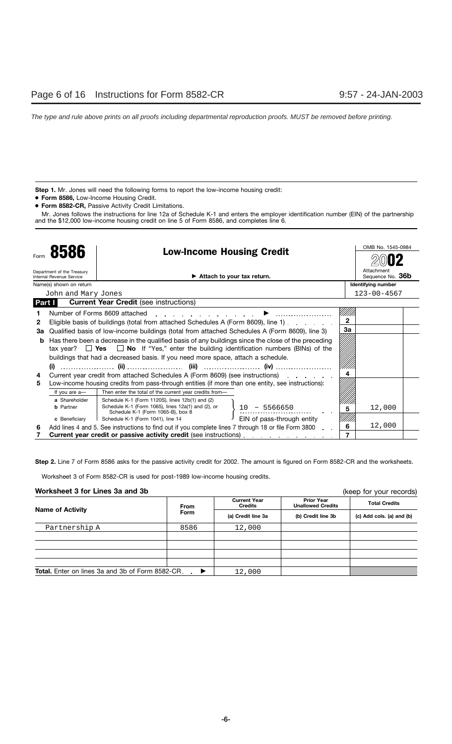**Step 1.** Mr. Jones will need the following forms to report the low-income housing credit:

- **Form 8586,** Low-Income Housing Credit.
- **Form 8582-CR,** Passive Activity Credit Limitations.

Mr. Jones follows the instructions for line 12a of Schedule K-1 and enters the employer identification number (EIN) of the partnership and the $12,000 low-income housing credit on line 5 of Form 8586, and completes line 6.

Form **8586** — **Low-Income Housing Credit** — OMB No. 1545-0984 — **2002**

Department of the Treasury Internal Revenue Service — ▶ Attach to your tax return. — Attachment Sequence No. **36b**

| Name(s) shown on return | Identifying number |
|---|---|
| John and Mary Jones | 123-00-4567 |

**Part I — Current Year Credit** (see instructions)

| Line | Description | Line No. | Amount |
|---|---|---|---|
| 1 | Number of Forms 8609 attached ▶ | | |
| 2 | Eligible basis of buildings (total from attached Schedules A (Form 8609), line 1) | 2 | |
| 3a | Qualified basis of low-income buildings (total from attached Schedules A (Form 8609), line 3) | 3a | |
| b | Has there been a decrease in the qualified basis of any buildings since the close of the preceding tax year? ☐ **Yes** ☐ **No** If "Yes," enter the building identification numbers (BINs) of the buildings that had a decreased basis. If you need more space, attach a schedule. (i) ........ (ii) ........ (iii) ........ (iv) ........ | | |
| 4 | Current year credit from attached Schedules A (Form 8609) (see instructions) | 4 | |
| 5 | Low-income housing credits from pass-through entities (if more than one entity, see instructions): If you are a— **a** Shareholder: Schedule K-1 (Form 1120S), lines 12b(1) and (2); **b** Partner: Schedule K-1 (Form 1065), lines 12a(1) and (2), or Schedule K-1 (Form 1065-B), box 8; **c** Beneficiary: Schedule K-1 (Form 1041), line 14 — Then enter the total of the current year credits from— EIN of pass-through entity: 10 - 5566650 | 5 | 12,000 |
| 6 | Add lines 4 and 5. See instructions to find out if you complete lines 7 through 18 or file Form 3800 | 6 | 12,000 |
| 7 | **Current year credit or passive activity credit** (see instructions) | 7 | |

**Step 2.** Line 7 of Form 8586 asks for the passive activity credit for 2002. The amount is figured on Form 8582-CR and the worksheets.

Worksheet 3 of Form 8582-CR is used for post-1989 low-income housing credits.

**Worksheet 3 for Lines 3a and 3b** (keep for your records)

| Name of Activity | From Form | Current Year Credits (a) Credit line 3a | Prior Year Unallowed Credits (b) Credit line 3b | Total Credits (c) Add cols. (a) and (b) |
|---|---|---|---|---|
| Partnership A | 8586 | 12,000 | | |
| | | | | |
| | | | | |
| | | | | |
| **Total.** Enter on lines 3a and 3b of Form 8582-CR ▶ | | 12,000 | | |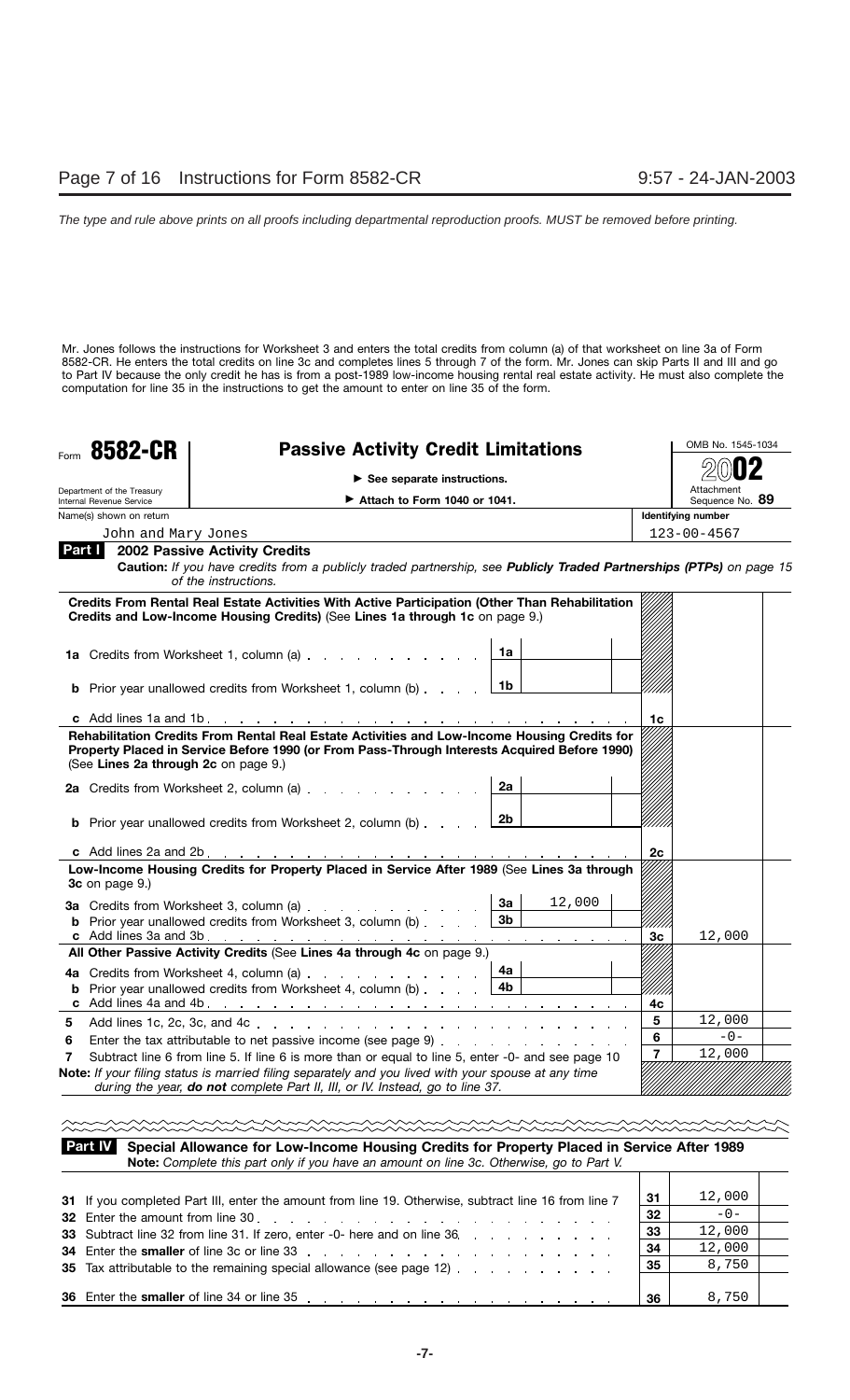Mr. Jones follows the instructions for Worksheet 3 and enters the total credits from column (a) of that worksheet on line 3a of Form 8582-CR. He enters the total credits on line 3c and completes lines 5 through 7 of the form. Mr. Jones can skip Parts II and III and go to Part IV because the only credit he has is from a post-1989 low-income housing rental real estate activity. He must also complete the computation for line 35 in the instructions to get the amount to enter on line 35 of the form.

**Form 8582-CR** — **Passive Activity Credit Limitations**

Department of the Treasury, Internal Revenue Service

► See separate instructions.

► Attach to Form 1040 or 1041.

OMB No. 1545-1034 — **2002** — Attachment Sequence No. **89**

| Name(s) shown on return | Identifying number |
|---|---|
| John and Mary Jones | 123-00-4567 |

**Part I — 2002 Passive Activity Credits**

**Caution:** *If you have credits from a publicly traded partnership, see* ***Publicly Traded Partnerships (PTPs)*** *on page 15 of the instructions.*

| | | | | |
|---|---|---|---|---|
| **Credits From Rental Real Estate Activities With Active Participation (Other Than Rehabilitation Credits and Low-Income Housing Credits)** (See **Lines 1a through 1c** on page 9.) | | | | |
| **1a** Credits from Worksheet 1, column (a) | 1a | | | |
| **b** Prior year unallowed credits from Worksheet 1, column (b) | 1b | | | |
| **c** Add lines 1a and 1b | | | 1c | |
| **Rehabilitation Credits From Rental Real Estate Activities and Low-Income Housing Credits for Property Placed in Service Before 1990 (or From Pass-Through Interests Acquired Before 1990)** (See **Lines 2a through 2c** on page 9.) | | | | |
| **2a** Credits from Worksheet 2, column (a) | 2a | | | |
| **b** Prior year unallowed credits from Worksheet 2, column (b) | 2b | | | |
| **c** Add lines 2a and 2b | | | 2c | |
| **Low-Income Housing Credits for Property Placed in Service After 1989** (See **Lines 3a through 3c** on page 9.) | | | | |
| **3a** Credits from Worksheet 3, column (a) | 3a | 12,000 | | |
| **b** Prior year unallowed credits from Worksheet 3, column (b) | 3b | | | |
| **c** Add lines 3a and 3b | | | 3c | 12,000 |
| **All Other Passive Activity Credits** (See **Lines 4a through 4c** on page 9.) | | | | |
| **4a** Credits from Worksheet 4, column (a) | 4a | | | |
| **b** Prior year unallowed credits from Worksheet 4, column (b) | 4b | | | |
| **c** Add lines 4a and 4b | | | 4c | |
| **5** Add lines 1c, 2c, 3c, and 4c | | | 5 | 12,000 |
| **6** Enter the tax attributable to net passive income (see page 9) | | | 6 | -0- |
| **7** Subtract line 6 from line 5. If line 6 is more than or equal to line 5, enter -0- and see page 10 | | | 7 | 12,000 |

**Note:** *If your filing status is married filing separately and you lived with your spouse at any time during the year,* ***do not*** *complete Part II, III, or IV. Instead, go to line 37.*

**Part IV — Special Allowance for Low-Income Housing Credits for Property Placed in Service After 1989**

**Note:** *Complete this part only if you have an amount on line 3c. Otherwise, go to Part V.*

| | | |
|---|---|---|
| **31** If you completed Part III, enter the amount from line 19. Otherwise, subtract line 16 from line 7 | 31 | 12,000 |
| **32** Enter the amount from line 30 | 32 | -0- |
| **33** Subtract line 32 from line 31. If zero, enter -0- here and on line 36 | 33 | 12,000 |
| **34** Enter the **smaller** of line 3c or line 33 | 34 | 12,000 |
| **35** Tax attributable to the remaining special allowance (see page 12) | 35 | 8,750 |
| **36** Enter the **smaller** of line 34 or line 35 | 36 | 8,750 |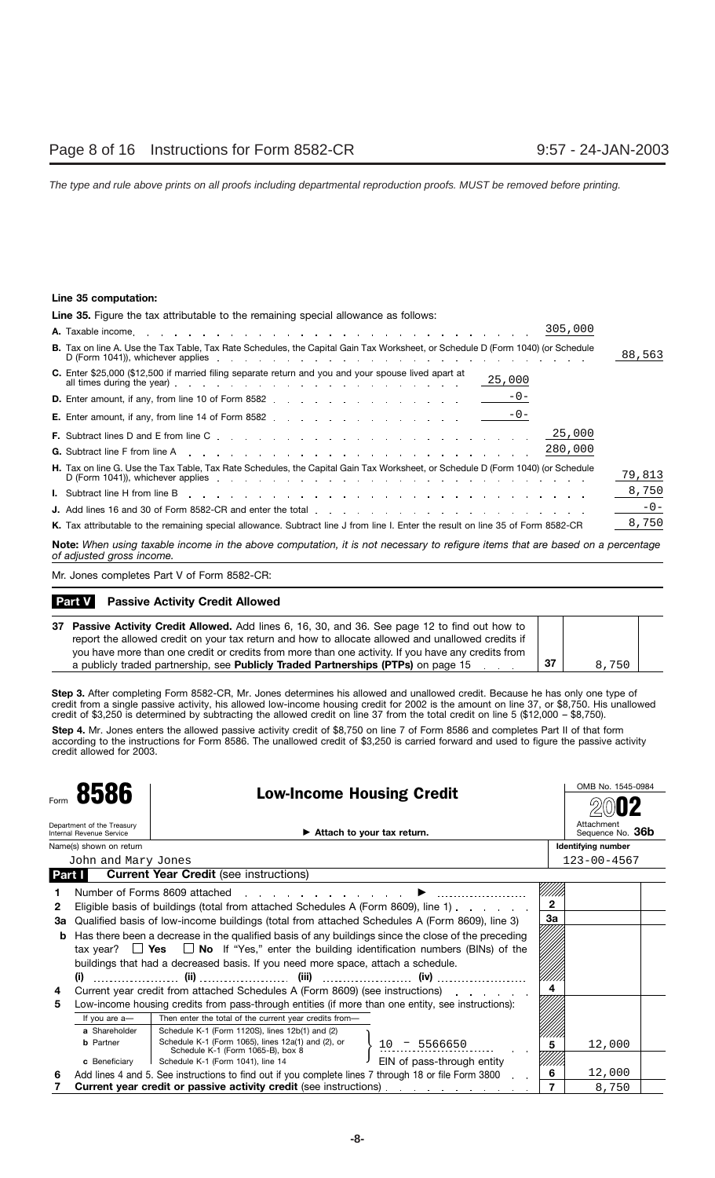**Line 35 computation:**

**Line 35.** Figure the tax attributable to the remaining special allowance as follows:

| | | | |
|---|---|---|---|
| **A.** Taxable income | | 305,000 | |
| **B.** Tax on line A. Use the Tax Table, Tax Rate Schedules, the Capital Gain Tax Worksheet, or Schedule D (Form 1040) (or Schedule D (Form 1041)), whichever applies | | | 88,563 |
| **C.** Enter $25,000 ($12,500 if married filing separate return and you and your spouse lived apart at all times during the year) | 25,000 | | |
| **D.** Enter amount, if any, from line 10 of Form 8582 | -0- | | |
| **E.** Enter amount, if any, from line 14 of Form 8582 | -0- | | |
| **F.** Subtract lines D and E from line C | | 25,000 | |
| **G.** Subtract line F from line A | | 280,000 | |
| **H.** Tax on line G. Use the Tax Table, Tax Rate Schedules, the Capital Gain Tax Worksheet, or Schedule D (Form 1040) (or Schedule D (Form 1041)), whichever applies | | | 79,813 |
| **I.** Subtract line H from line B | | | 8,750 |
| **J.** Add lines 16 and 30 of Form 8582-CR and enter the total | | | -0- |
| **K.** Tax attributable to the remaining special allowance. Subtract line J from line I. Enter the result on line 35 of Form 8582-CR | | | 8,750 |

**Note:** *When using taxable income in the above computation, it is not necessary to refigure items that are based on a percentage of adjusted gross income.*

Mr. Jones completes Part V of Form 8582-CR:

**Part V — Passive Activity Credit Allowed**

| | | | |
|---|---|---|---|
| **37** | **Passive Activity Credit Allowed.** Add lines 6, 16, 30, and 36. See page 12 to find out how to report the allowed credit on your tax return and how to allocate allowed and unallowed credits if you have more than one credit or credits from more than one activity. If you have any credits from a publicly traded partnership, see **Publicly Traded Partnerships (PTPs)** on page 15 | **37** | 8,750 |

**Step 3.** After completing Form 8582-CR, Mr. Jones determines his allowed and unallowed credit. Because he has only one type of credit from a single passive activity, his allowed low-income housing credit for 2002 is the amount on line 37, or $8,750. His unallowed credit of $3,250 is determined by subtracting the allowed credit on line 37 from the total credit on line 5 ($12,000 − $8,750).

**Step 4.** Mr. Jones enters the allowed passive activity credit of $8,750 on line 7 of Form 8586 and completes Part II of that form according to the instructions for Form 8586. The unallowed credit of $3,250 is carried forward and used to figure the passive activity credit allowed for 2003.

**Form 8586 — Low-Income Housing Credit** (2002)

Department of the Treasury, Internal Revenue Service — ► Attach to your tax return. — OMB No. 1545-0984 — Attachment Sequence No. **36b**

Name(s) shown on return: John and Mary Jones — Identifying number: 123-00-4567

**Part I — Current Year Credit** (see instructions)

| | | | |
|---|---|---|---|
| **1** | Number of Forms 8609 attached ► | | |
| **2** | Eligible basis of buildings (total from attached Schedules A (Form 8609), line 1) | **2** | |
| **3a** | Qualified basis of low-income buildings (total from attached Schedules A (Form 8609), line 3) | **3a** | |
| **b** | Has there been a decrease in the qualified basis of any buildings since the close of the preceding tax year? ☐ **Yes** ☐ **No** If "Yes," enter the building identification numbers (BINs) of the buildings that had a decreased basis. If you need more space, attach a schedule. (i) ........ (ii) ........ (iii) ........ (iv) ........ | | |
| **4** | Current year credit from attached Schedules A (Form 8609) (see instructions) | **4** | |
| **5** | Low-income housing credits from pass-through entities (if more than one entity, see instructions): If you are a— **a** Shareholder: Schedule K-1 (Form 1120S), lines 12b(1) and (2); **b** Partner: Schedule K-1 (Form 1065), lines 12a(1) and (2), or Schedule K-1 (Form 1065-B), box 8; **c** Beneficiary: Schedule K-1 (Form 1041), line 14 — Then enter the total of the current year credits from— 10 − 5566650 (EIN of pass-through entity) | **5** | 12,000 |
| **6** | Add lines 4 and 5. See instructions to find out if you complete lines 7 through 18 or file Form 3800 | **6** | 12,000 |
| **7** | **Current year credit or passive activity credit** (see instructions) | **7** | 8,750 |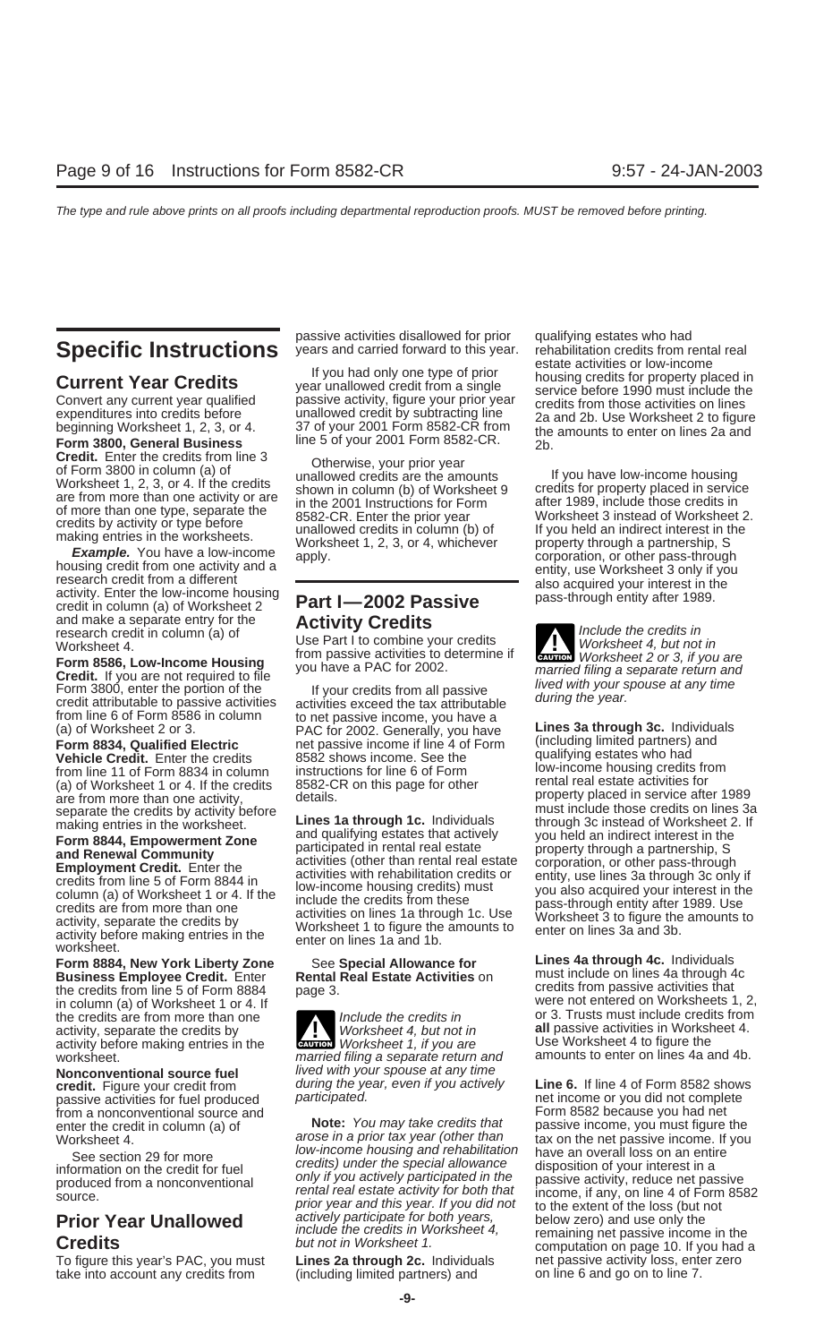# Specific Instructions

## Current Year Credits

Convert any current year qualified expenditures into credits before beginning Worksheet 1, 2, 3, or 4.

**Form 3800, General Business Credit.** Enter the credits from line 3 of Form 3800 in column (a) of Worksheet 1, 2, 3, or 4. If the credits are from more than one activity or are of more than one type, separate the credits by activity or type before making entries in the worksheets.

***Example.*** You have a low-income housing credit from one activity and a research credit from a different activity. Enter the low-income housing credit in column (a) of Worksheet 2 and make a separate entry for the research credit in column (a) of Worksheet 4.

**Form 8586, Low-Income Housing Credit.** If you are not required to file Form 3800, enter the portion of the credit attributable to passive activities from line 6 of Form 8586 in column (a) of Worksheet 2 or 3.

**Form 8834, Qualified Electric Vehicle Credit.** Enter the credits from line 11 of Form 8834 in column (a) of Worksheet 1 or 4. If the credits are from more than one activity, separate the credits by activity before making entries in the worksheet.

**Form 8844, Empowerment Zone and Renewal Community Employment Credit.** Enter the credits from line 5 of Form 8844 in column (a) of Worksheet 1 or 4. If the credits are from more than one activity, separate the credits by activity before making entries in the worksheet.

**Form 8884, New York Liberty Zone Business Employee Credit.** Enter the credits from line 5 of Form 8884 in column (a) of Worksheet 1 or 4. If the credits are from more than one activity, separate the credits by activity before making entries in the worksheet.

**Nonconventional source fuel credit.** Figure your credit from passive activities for fuel produced from a nonconventional source and enter the credit in column (a) of Worksheet 4.

See section 29 for more information on the credit for fuel produced from a nonconventional source.

## Prior Year Unallowed Credits

To figure this year's PAC, you must take into account any credits from passive activities disallowed for prior years and carried forward to this year.

If you had only one type of prior year unallowed credit from a single passive activity, figure your prior year unallowed credit by subtracting line 37 of your 2001 Form 8582-CR from line 5 of your 2001 Form 8582-CR.

Otherwise, your prior year unallowed credits are the amounts shown in column (b) of Worksheet 9 in the 2001 Instructions for Form 8582-CR. Enter the prior year unallowed credits in column (b) of Worksheet 1, 2, 3, or 4, whichever apply.

## Part I—2002 Passive Activity Credits

Use Part I to combine your credits from passive activities to determine if you have a PAC for 2002.

If your credits from all passive activities exceed the tax attributable to net passive income, you have a PAC for 2002. Generally, you have net passive income if line 4 of Form 8582 shows income. See the instructions for line 6 of Form 8582-CR on this page for other details.

**Lines 1a through 1c.** Individuals and qualifying estates that actively participated in rental real estate activities (other than rental real estate activities with rehabilitation credits or low-income housing credits) must include the credits from these activities on lines 1a through 1c. Use Worksheet 1 to figure the amounts to enter on lines 1a and 1b.

See **Special Allowance for Rental Real Estate Activities** on page 3.

**CAUTION:** *Include the credits in Worksheet 4, but not in Worksheet 1, if you are married filing a separate return and lived with your spouse at any time during the year, even if you actively participated.*

***Note:*** *You may take credits that arose in a prior tax year (other than low-income housing and rehabilitation credits) under the special allowance only if you actively participated in the rental real estate activity for both that prior year and this year. If you did not actively participate for both years, include the credits in Worksheet 4, but not in Worksheet 1.*

**Lines 2a through 2c.** Individuals (including limited partners) and qualifying estates who had rehabilitation credits from rental real estate activities or low-income housing credits for property placed in service before 1990 must include the credits from those activities on lines 2a and 2b. Use Worksheet 2 to figure the amounts to enter on lines 2a and 2b.

If you have low-income housing credits for property placed in service after 1989, include those credits in Worksheet 3 instead of Worksheet 2. If you held an indirect interest in the property through a partnership, S corporation, or other pass-through entity, use Worksheet 3 only if you also acquired your interest in the pass-through entity after 1989.

**CAUTION:** *Include the credits in Worksheet 4, but not in Worksheet 2 or 3, if you are married filing a separate return and lived with your spouse at any time during the year.*

**Lines 3a through 3c.** Individuals (including limited partners) and qualifying estates who had low-income housing credits from rental real estate activities for property placed in service after 1989 must include those credits on lines 3a through 3c instead of Worksheet 2. If you held an indirect interest in the property through a partnership, S corporation, or other pass-through entity, use lines 3a through 3c only if you also acquired your interest in the pass-through entity after 1989. Use Worksheet 3 to figure the amounts to enter on lines 3a and 3b.

**Lines 4a through 4c.** Individuals must include on lines 4a through 4c credits from passive activities that were not entered on Worksheets 1, 2, or 3. Trusts must include credits from **all** passive activities in Worksheet 4. Use Worksheet 4 to figure the amounts to enter on lines 4a and 4b.

**Line 6.** If line 4 of Form 8582 shows net income or you did not complete Form 8582 because you had net passive income, you must figure the tax on the net passive income. If you have an overall loss on an entire disposition of your interest in a passive activity, reduce net passive income, if any, on line 4 of Form 8582 to the extent of the loss (but not below zero) and use only the remaining net passive income in the computation on page 10. If you had a net passive activity loss, enter zero on line 6 and go on to line 7.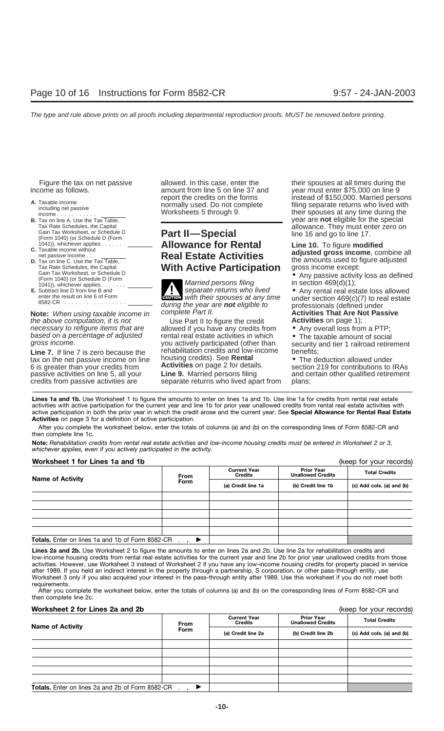Figure the tax on net passive income as follows.

A. Taxable income including net passive income . . . . . . . . . . . ________

B. Tax on line A. Use the Tax Table, Tax Rate Schedules, the Capital Gain Tax Worksheet, or Schedule D (Form 1040) (or Schedule D (Form 1041)), whichever applies . . . . . . . ________

C. Taxable income without net passive income . . . ________

D. Tax on line C. Use the Tax Table, Tax Rate Schedules, the Capital Gain Tax Worksheet, or Schedule D (Form 1040) (or Schedule D (Form 1041)), whichever applies . . . . . . . ________

E. Subtract line D from line B and enter the result on line 6 of Form 8582-CR . . . . . . . . . . . . . . . . ________

**Note:** *When using taxable income in the above computation, it is not necessary to refigure items that are based on a percentage of adjusted gross income.*

**Line 7.** If line 7 is zero because the tax on the net passive income on line 6 is greater than your credits from passive activities on line 5, all your credits from passive activities are allowed. In this case, enter the amount from line 5 on line 37 and report the credits on the forms normally used. Do not complete Worksheets 5 through 9.

## Part II—Special Allowance for Rental Real Estate Activities With Active Participation

**CAUTION:** *Married persons filing separate returns who lived with their spouses at any time during the year are **not** eligible to complete Part II.*

Use Part II to figure the credit allowed if you have any credits from rental real estate activities in which you actively participated (other than rehabilitation credits and low-income housing credits). See **Rental Activities** on page 2 for details.

**Line 9.** Married persons filing separate returns who lived apart from their spouses at all times during the year must enter $75,000 on line 9 instead of $150,000. Married persons filing separate returns who lived with their spouses at any time during the year are **not** eligible for the special allowance. They must enter zero on line 16 and go to line 17.

**Line 10.** To figure **modified adjusted gross income**, combine all the amounts used to figure adjusted gross income except:

- Any passive activity loss as defined in section 469(d)(1);
- Any rental real estate loss allowed under section 469(c)(7) to real estate professionals (defined under **Activities That Are Not Passive Activities** on page 1);
- Any overall loss from a PTP;
- The taxable amount of social security and tier 1 railroad retirement benefits;
- The deduction allowed under section 219 for contributions to IRAs and certain other qualified retirement plans;

**Lines 1a and 1b.** Use Worksheet 1 to figure the amounts to enter on lines 1a and 1b. Use line 1a for credits from rental real estate activities with active participation for the current year and line 1b for prior year unallowed credits from rental real estate activities with active participation in both the prior year in which the credit arose and the current year. See **Special Allowance for Rental Real Estate Activities** on page 3 for a definition of active participation.

After you complete the worksheet below, enter the totals of columns (a) and (b) on the corresponding lines of Form 8582-CR and then complete line 1c.

**Note:** *Rehabilitation credits from rental real estate activities and low-income housing credits must be entered in Worksheet 2 or 3, whichever applies, even if you actively participated in the activity.*

**Worksheet 1 for Lines 1a and 1b** (keep for your records)

| Name of Activity | From Form | Current Year Credits | Prior Year Unallowed Credits | Total Credits |
|---|---|---|---|---|
| | | (a) Credit line 1a | (b) Credit line 1b | (c) Add cols. (a) and (b) |
| | | | | |
| | | | | |
| | | | | |
| | | | | |
| | | | | |
| **Totals.** Enter on lines 1a and 1b of Form 8582-CR . . ▶ | | | | |

**Lines 2a and 2b.** Use Worksheet 2 to figure the amounts to enter on lines 2a and 2b. Use line 2a for rehabilitation credits and low-income housing credits from rental real estate activities for the current year and line 2b for prior year unallowed credits from those activities. However, use Worksheet 3 instead of Worksheet 2 if you have any low-income housing credits for property placed in service after 1989. If you held an indirect interest in the property through a partnership, S corporation, or other pass-through entity, use Worksheet 3 only if you also acquired your interest in the pass-through entity after 1989. Use this worksheet if you do not meet both requirements.

After you complete the worksheet below, enter the totals of columns (a) and (b) on the corresponding lines of Form 8582-CR and then complete line 2c.

**Worksheet 2 for Lines 2a and 2b** (keep for your records)

| Name of Activity | From Form | Current Year Credits | Prior Year Unallowed Credits | Total Credits |
|---|---|---|---|---|
| | | (a) Credit line 2a | (b) Credit line 2b | (c) Add cols. (a) and (b) |
| | | | | |
| | | | | |
| | | | | |
| | | | | |
| | | | | |
| **Totals.** Enter on lines 2a and 2b of Form 8582-CR . . ▶ | | | | |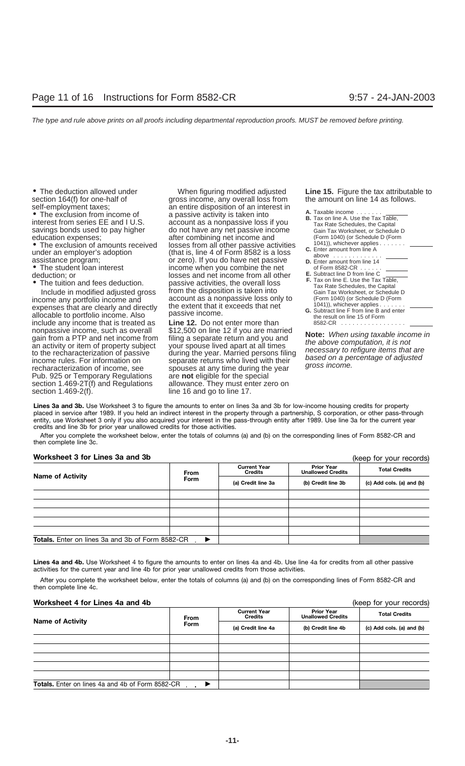- The deduction allowed under section 164(f) for one-half of self-employment taxes;
- The exclusion from income of interest from series EE and I U.S. savings bonds used to pay higher education expenses;
- The exclusion of amounts received under an employer's adoption assistance program;
- The student loan interest deduction; or
- The tuition and fees deduction.

Include in modified adjusted gross income any portfolio income and expenses that are clearly and directly allocable to portfolio income. Also include any income that is treated as nonpassive income, such as overall gain from a PTP and net income from an activity or item of property subject to the recharacterization of passive income rules. For information on recharacterization of income, see Pub. 925 or Temporary Regulations section 1.469-2T(f) and Regulations section 1.469-2(f).

When figuring modified adjusted gross income, any overall loss from an entire disposition of an interest in a passive activity is taken into account as a nonpassive loss if you do not have any net passive income after combining net income and losses from all other passive activities (that is, line 4 of Form 8582 is a loss or zero). If you do have net passive income when you combine the net losses and net income from all other passive activities, the overall loss from the disposition is taken into account as a nonpassive loss only to the extent that it exceeds that net passive income.

**Line 12.** Do not enter more than $12,500 on line 12 if you are married filing a separate return and you and your spouse lived apart at all times during the year. Married persons filing separate returns who lived with their spouses at any time during the year are **not** eligible for the special allowance. They must enter zero on line 16 and go to line 17.

**Line 15.** Figure the tax attributable to the amount on line 14 as follows.

**A.** Taxable income . . . . . . . ______
**B.** Tax on line A. Use the Tax Table, Tax Rate Schedules, the Capital Gain Tax Worksheet, or Schedule D (Form 1040) (or Schedule D (Form 1041)), whichever applies . . . . . . . ______
**C.** Enter amount from line A above . . . . . . . . . . . . ______
**D.** Enter amount from line 14 of Form 8582-CR . . . . . . ______
**E.** Subtract line D from line C ______
**F.** Tax on line E. Use the Tax Table, Tax Rate Schedules, the Capital Gain Tax Worksheet, or Schedule D (Form 1040) (or Schedule D (Form 1041)), whichever applies . . . . . . . ______
**G.** Subtract line F from line B and enter the result on line 15 of Form 8582-CR . . . . . . . . . . . . . . . . ______

*Note: When using taxable income in the above computation, it is not necessary to refigure items that are based on a percentage of adjusted gross income.*

**Lines 3a and 3b.** Use Worksheet 3 to figure the amounts to enter on lines 3a and 3b for low-income housing credits for property placed in service after 1989. If you held an indirect interest in the property through a partnership, S corporation, or other pass-through entity, use Worksheet 3 only if you also acquired your interest in the pass-through entity after 1989. Use line 3a for the current year credits and line 3b for prior year unallowed credits for those activities.

After you complete the worksheet below, enter the totals of columns (a) and (b) on the corresponding lines of Form 8582-CR and then complete line 3c.

**Worksheet 3 for Lines 3a and 3b** (keep for your records)

| Name of Activity | From Form | Current Year Credits | Prior Year Unallowed Credits | Total Credits |
|---|---|---|---|---|
| | | (a) Credit line 3a | (b) Credit line 3b | (c) Add cols. (a) and (b) |
| | | | | |
| | | | | |
| | | | | |
| | | | | |
| | | | | |
| **Totals.** Enter on lines 3a and 3b of Form 8582-CR ▶ | | | | |

**Lines 4a and 4b.** Use Worksheet 4 to figure the amounts to enter on lines 4a and 4b. Use line 4a for credits from all other passive activities for the current year and line 4b for prior year unallowed credits from those activities.

After you complete the worksheet below, enter the totals of columns (a) and (b) on the corresponding lines of Form 8582-CR and then complete line 4c.

**Worksheet 4 for Lines 4a and 4b** (keep for your records)

| Name of Activity | From Form | Current Year Credits | Prior Year Unallowed Credits | Total Credits |
|---|---|---|---|---|
| | | (a) Credit line 4a | (b) Credit line 4b | (c) Add cols. (a) and (b) |
| | | | | |
| | | | | |
| | | | | |
| | | | | |
| | | | | |
| **Totals.** Enter on lines 4a and 4b of Form 8582-CR ▶ | | | | |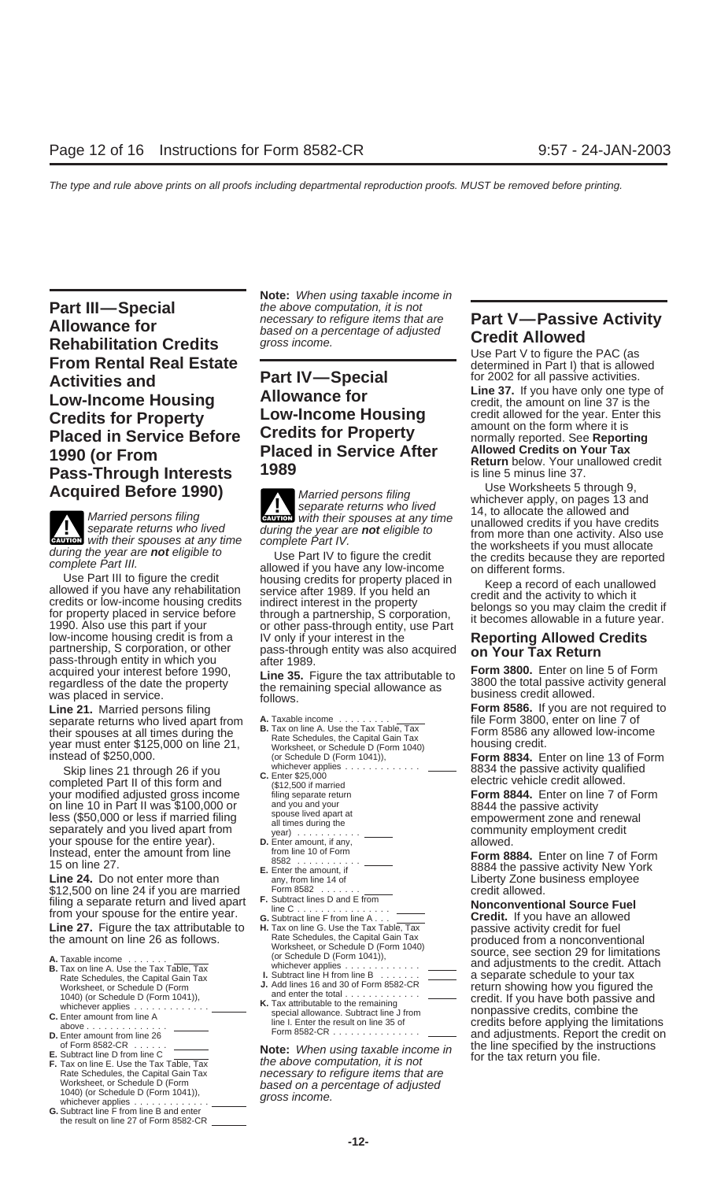## Part III—Special Allowance for Rehabilitation Credits From Rental Real Estate Activities and Low-Income Housing Credits for Property Placed in Service Before 1990 (or From Pass-Through Interests Acquired Before 1990)

**CAUTION** Married persons filing separate returns who lived with their spouses at any time during the year are **not** eligible to complete Part III.

Use Part III to figure the credit allowed if you have any rehabilitation credits or low-income housing credits for property placed in service before 1990. Also use this part if your low-income housing credit is from a partnership, S corporation, or other pass-through entity in which you acquired your interest before 1990, regardless of the date the property was placed in service.

**Line 21.** Married persons filing separate returns who lived apart from their spouses at all times during the year must enter $125,000 on line 21, instead of $250,000.

Skip lines 21 through 26 if you completed Part II of this form and your modified adjusted gross income on line 10 in Part II was $100,000 or less ($50,000 or less if married filing separately and you lived apart from your spouse for the entire year). Instead, enter the amount from line 15 on line 27.

**Line 24.** Do not enter more than $12,500 on line 24 if you are married filing a separate return and lived apart from your spouse for the entire year.

**Line 27.** Figure the tax attributable to the amount on line 26 as follows.

A. Taxable income . . . . . . . ______
B. Tax on line A. Use the Tax Table, Tax Rate Schedules, the Capital Gain Tax Worksheet, or Schedule D (Form 1040) (or Schedule D (Form 1041)), whichever applies . . . . . . . . . . . . ______
C. Enter amount from line A above . . . . . . . . . . . . . ______
D. Enter amount from line 26 of Form 8582-CR . . . . . . ______
E. Subtract line D from line C ______
F. Tax on line E. Use the Tax Table, Tax Rate Schedules, the Capital Gain Tax Worksheet, or Schedule D (Form 1040) (or Schedule D (Form 1041)), whichever applies . . . . . . . . . . . . ______
G. Subtract line F from line B and enter the result on line 27 of Form 8582-CR ______

**Note:** *When using taxable income in the above computation, it is not necessary to refigure items that are based on a percentage of adjusted gross income.*

## Part IV—Special Allowance for Low-Income Housing Credits for Property Placed in Service After 1989

**CAUTION** Married persons filing separate returns who lived with their spouses at any time during the year are **not** eligible to complete Part IV.

Use Part IV to figure the credit allowed if you have any low-income housing credits for property placed in service after 1989. If you held an indirect interest in the property through a partnership, S corporation, or other pass-through entity, use Part IV only if your interest in the pass-through entity was also acquired after 1989.

**Line 35.** Figure the tax attributable to the remaining special allowance as follows.

A. Taxable income . . . . . . . . . ______
B. Tax on line A. Use the Tax Table, Tax Rate Schedules, the Capital Gain Tax Worksheet, or Schedule D (Form 1040) (or Schedule D (Form 1041)), whichever applies . . . . . . . . . . . . ______
C. Enter $25,000 ($12,500 if married filing separate return and you and your spouse lived apart at all times during the year) . . . . . . . . . . . ______
D. Enter amount, if any, from line 10 of Form 8582 . . . . . . . . . . . ______
E. Enter the amount, if any, from line 14 of Form 8582 . . . . . . . ______
F. Subtract lines D and E from line C . . . . . . . . . . . . . . . . ______
G. Subtract line F from line A . . . ______
H. Tax on line G. Use the Tax Table, Tax Rate Schedules, the Capital Gain Tax Worksheet, or Schedule D (Form 1040) (or Schedule D (Form 1041)), whichever applies . . . . . . . . . . . . ______
I. Subtract line H from line B . . . . . . . ______
J. Add lines 16 and 30 of Form 8582-CR and enter the total . . . . . . . . . . . . . ______
K. Tax attributable to the remaining special allowance. Subtract line J from line I. Enter the result on line 35 of Form 8582-CR . . . . . . . . . . . . . . . ______

**Note:** *When using taxable income in the above computation, it is not necessary to refigure items that are based on a percentage of adjusted gross income.*

## Part V—Passive Activity Credit Allowed

Use Part V to figure the PAC (as determined in Part I) that is allowed for 2002 for all passive activities.

**Line 37.** If you have only one type of credit, the amount on line 37 is the credit allowed for the year. Enter this amount on the form where it is normally reported. See **Reporting Allowed Credits on Your Tax Return** below. Your unallowed credit is line 5 minus line 37.

Use Worksheets 5 through 9, whichever apply, on pages 13 and 14, to allocate the allowed and unallowed credits if you have credits from more than one activity. Also use the worksheets if you must allocate the credits because they are reported on different forms.

Keep a record of each unallowed credit and the activity to which it belongs so you may claim the credit if it becomes allowable in a future year.

### Reporting Allowed Credits on Your Tax Return

**Form 3800.** Enter on line 5 of Form 3800 the total passive activity general business credit allowed.

**Form 8586.** If you are not required to file Form 3800, enter on line 7 of Form 8586 any allowed low-income housing credit.

**Form 8834.** Enter on line 13 of Form 8834 the passive activity qualified electric vehicle credit allowed.

**Form 8844.** Enter on line 7 of Form 8844 the passive activity empowerment zone and renewal community employment credit allowed.

**Form 8884.** Enter on line 7 of Form 8884 the passive activity New York Liberty Zone business employee credit allowed.

**Nonconventional Source Fuel Credit.** If you have an allowed passive activity credit for fuel produced from a nonconventional source, see section 29 for limitations and adjustments to the credit. Attach a separate schedule to your tax return showing how you figured the credit. If you have both passive and nonpassive credits, combine the credits before applying the limitations and adjustments. Report the credit on the line specified by the instructions for the tax return you file.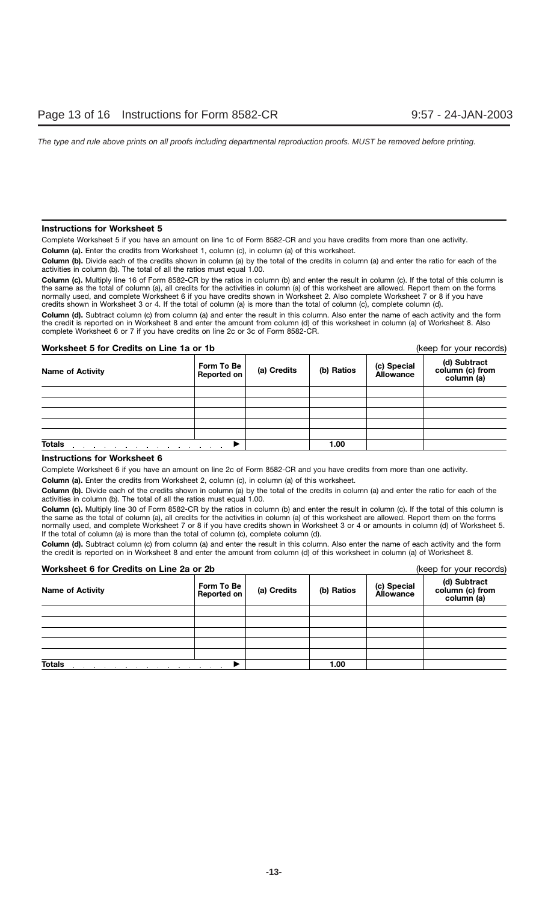### Instructions for Worksheet 5

Complete Worksheet 5 if you have an amount on line 1c of Form 8582-CR and you have credits from more than one activity.

**Column (a).** Enter the credits from Worksheet 1, column (c), in column (a) of this worksheet.

**Column (b).** Divide each of the credits shown in column (a) by the total of the credits in column (a) and enter the ratio for each of the activities in column (b). The total of all the ratios must equal 1.00.

**Column (c).** Multiply line 16 of Form 8582-CR by the ratios in column (b) and enter the result in column (c). If the total of this column is the same as the total of column (a), all credits for the activities in column (a) of this worksheet are allowed. Report them on the forms normally used, and complete Worksheet 6 if you have credits shown in Worksheet 2. Also complete Worksheet 7 or 8 if you have credits shown in Worksheet 3 or 4. If the total of column (a) is more than the total of column (c), complete column (d).

**Column (d).** Subtract column (c) from column (a) and enter the result in this column. Also enter the name of each activity and the form the credit is reported on in Worksheet 8 and enter the amount from column (d) of this worksheet in column (a) of Worksheet 8. Also complete Worksheet 6 or 7 if you have credits on line 2c or 3c of Form 8582-CR.

**Worksheet 5 for Credits on Line 1a or 1b** (keep for your records)

| Name of Activity | Form To Be Reported on | (a) Credits | (b) Ratios | (c) Special Allowance | (d) Subtract column (c) from column (a) |
|---|---|---|---|---|---|
| | | | | | |
| | | | | | |
| | | | | | |
| | | | | | |
| | | | | | |
| **Totals** . . . . . . . . . . . . . . . ▶ | | | 1.00 | | |

### Instructions for Worksheet 6

Complete Worksheet 6 if you have an amount on line 2c of Form 8582-CR and you have credits from more than one activity.

**Column (a).** Enter the credits from Worksheet 2, column (c), in column (a) of this worksheet.

**Column (b).** Divide each of the credits shown in column (a) by the total of the credits in column (a) and enter the ratio for each of the activities in column (b). The total of all the ratios must equal 1.00.

**Column (c).** Multiply line 30 of Form 8582-CR by the ratios in column (b) and enter the result in column (c). If the total of this column is the same as the total of column (a), all credits for the activities in column (a) of this worksheet are allowed. Report them on the forms normally used, and complete Worksheet 7 or 8 if you have credits shown in Worksheet 3 or 4 or amounts in column (d) of Worksheet 5. If the total of column (a) is more than the total of column (c), complete column (d).

**Column (d).** Subtract column (c) from column (a) and enter the result in this column. Also enter the name of each activity and the form the credit is reported on in Worksheet 8 and enter the amount from column (d) of this worksheet in column (a) of Worksheet 8.

**Worksheet 6 for Credits on Line 2a or 2b** (keep for your records)

| Name of Activity | Form To Be Reported on | (a) Credits | (b) Ratios | (c) Special Allowance | (d) Subtract column (c) from column (a) |
|---|---|---|---|---|---|
| | | | | | |
| | | | | | |
| | | | | | |
| | | | | | |
| | | | | | |
| **Totals** . . . . . . . . . . . . . . . ▶ | | | 1.00 | | |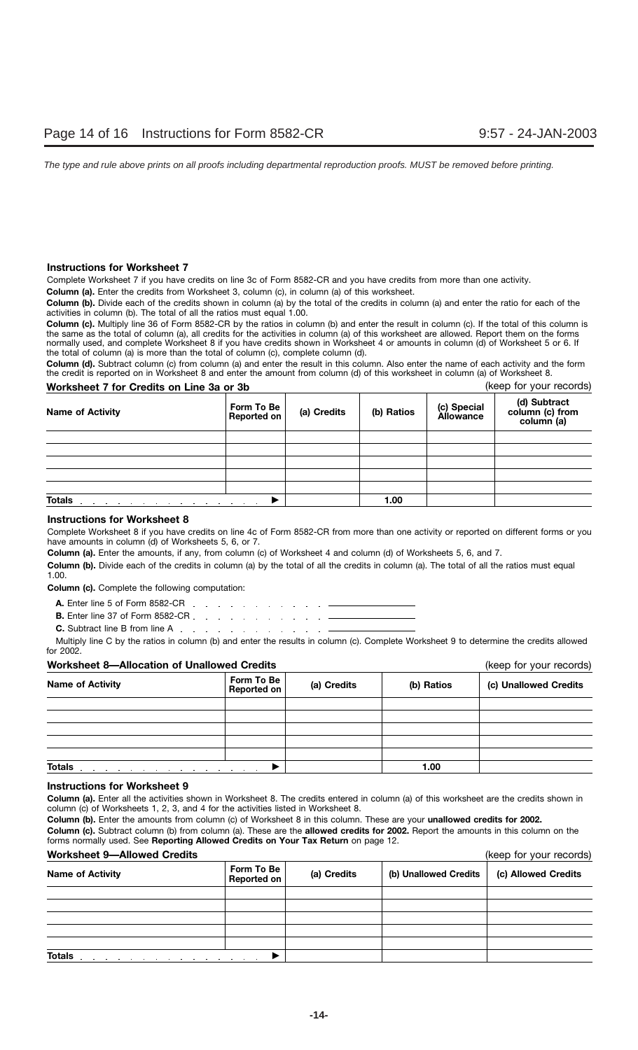### Instructions for Worksheet 7

Complete Worksheet 7 if you have credits on line 3c of Form 8582-CR and you have credits from more than one activity.

**Column (a).** Enter the credits from Worksheet 3, column (c), in column (a) of this worksheet.

**Column (b).** Divide each of the credits shown in column (a) by the total of the credits in column (a) and enter the ratio for each of the activities in column (b). The total of all the ratios must equal 1.00.

**Column (c).** Multiply line 36 of Form 8582-CR by the ratios in column (b) and enter the result in column (c). If the total of this column is the same as the total of column (a), all credits for the activities in column (a) of this worksheet are allowed. Report them on the forms normally used, and complete Worksheet 8 if you have credits shown in Worksheet 4 or amounts in column (d) of Worksheet 5 or 6. If the total of column (a) is more than the total of column (c), complete column (d).

**Column (d).** Subtract column (c) from column (a) and enter the result in this column. Also enter the name of each activity and the form the credit is reported on in Worksheet 8 and enter the amount from column (d) of this worksheet in column (a) of Worksheet 8.

**Worksheet 7 for Credits on Line 3a or 3b** (keep for your records)

| Name of Activity | Form To Be Reported on | (a) Credits | (b) Ratios | (c) Special Allowance | (d) Subtract column (c) from column (a) |
|---|---|---|---|---|---|
| | | | | | |
| | | | | | |
| | | | | | |
| | | | | | |
| | | | | | |
| **Totals** . . . . . . . . . . . . . . . ▶ | | | 1.00 | | |

### Instructions for Worksheet 8

Complete Worksheet 8 if you have credits on line 4c of Form 8582-CR from more than one activity or reported on different forms or you have amounts in column (d) of Worksheets 5, 6, or 7.

**Column (a).** Enter the amounts, if any, from column (c) of Worksheet 4 and column (d) of Worksheets 5, 6, and 7.

**Column (b).** Divide each of the credits in column (a) by the total of all the credits in column (a). The total of all the ratios must equal 1.00.

**Column (c).** Complete the following computation:

**A.** Enter line 5 of Form 8582-CR . . . . . . . . . . . . ________

**B.** Enter line 37 of Form 8582-CR . . . . . . . . . . . . ________

**C.** Subtract line B from line A . . . . . . . . . . . . ________

Multiply line C by the ratios in column (b) and enter the results in column (c). Complete Worksheet 9 to determine the credits allowed for 2002.

**Worksheet 8—Allocation of Unallowed Credits** (keep for your records)

| Name of Activity | Form To Be Reported on | (a) Credits | (b) Ratios | (c) Unallowed Credits |
|---|---|---|---|---|
| | | | | |
| | | | | |
| | | | | |
| | | | | |
| | | | | |
| **Totals** . . . . . . . . . . . . . . . ▶ | | | 1.00 | |

### Instructions for Worksheet 9

**Column (a).** Enter all the activities shown in Worksheet 8. The credits entered in column (a) of this worksheet are the credits shown in column (c) of Worksheets 1, 2, 3, and 4 for the activities listed in Worksheet 8.

**Column (b).** Enter the amounts from column (c) of Worksheet 8 in this column. These are your **unallowed credits for 2002.**

**Column (c).** Subtract column (b) from column (a). These are the **allowed credits for 2002.** Report the amounts in this column on the forms normally used. See **Reporting Allowed Credits on Your Tax Return** on page 12.

**Worksheet 9—Allowed Credits** (keep for your records)

| Name of Activity | Form To Be Reported on | (a) Credits | (b) Unallowed Credits | (c) Allowed Credits |
|---|---|---|---|---|
| | | | | |
| | | | | |
| | | | | |
| | | | | |
| | | | | |
| **Totals** . . . . . . . . . . . . . . . ▶ | | | | |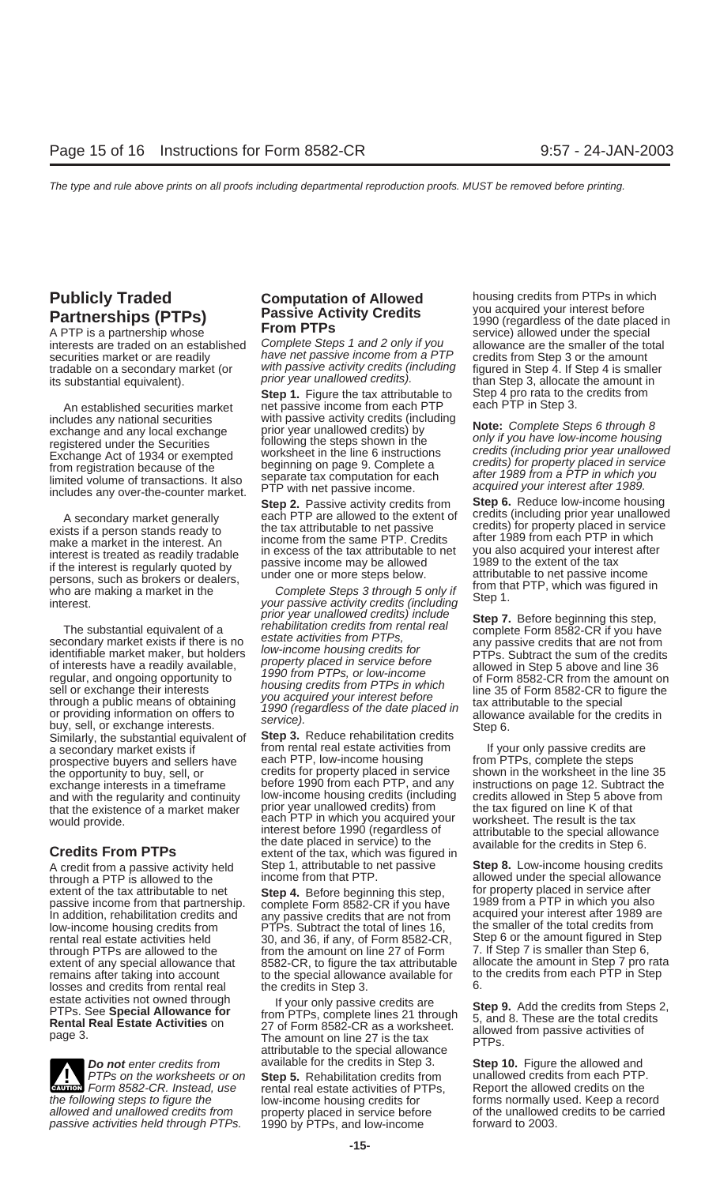## Publicly Traded Partnerships (PTPs)

A PTP is a partnership whose interests are traded on an established securities market or are readily tradable on a secondary market (or its substantial equivalent).

An established securities market includes any national securities exchange and any local exchange registered under the Securities Exchange Act of 1934 or exempted from registration because of the limited volume of transactions. It also includes any over-the-counter market.

A secondary market generally exists if a person stands ready to make a market in the interest. An interest is treated as readily tradable if the interest is regularly quoted by persons, such as brokers or dealers, who are making a market in the interest.

The substantial equivalent of a secondary market exists if there is no identifiable market maker, but holders of interests have a readily available, regular, and ongoing opportunity to sell or exchange their interests through a public means of obtaining or providing information on offers to buy, sell, or exchange interests. Similarly, the substantial equivalent of a secondary market exists if prospective buyers and sellers have the opportunity to buy, sell, or exchange interests in a timeframe and with the regularity and continuity that the existence of a market maker would provide.

## Credits From PTPs

A credit from a passive activity held through a PTP is allowed to the extent of the tax attributable to net passive income from that partnership. In addition, rehabilitation credits and low-income housing credits from rental real estate activities held through PTPs are allowed to the extent of any special allowance that remains after taking into account losses and credits from rental real estate activities not owned through PTPs. See **Special Allowance for Rental Real Estate Activities** on page 3.

**CAUTION** ***Do not*** *enter credits from PTPs on the worksheets or on Form 8582-CR. Instead, use the following steps to figure the allowed and unallowed credits from passive activities held through PTPs.*

## Computation of Allowed Passive Activity Credits From PTPs

*Complete Steps 1 and 2 only if you have net passive income from a PTP with passive activity credits (including prior year unallowed credits).*

**Step 1.** Figure the tax attributable to net passive income from each PTP with passive activity credits (including prior year unallowed credits) by following the steps shown in the worksheet in the line 6 instructions beginning on page 9. Complete a separate tax computation for each PTP with net passive income.

**Step 2.** Passive activity credits from each PTP are allowed to the extent of the tax attributable to net passive income from the same PTP. Credits in excess of the tax attributable to net passive income may be allowed under one or more steps below.

*Complete Steps 3 through 5 only if your passive activity credits (including prior year unallowed credits) include rehabilitation credits from rental real estate activities from PTPs, low-income housing credits for property placed in service before 1990 from PTPs, or low-income housing credits from PTPs in which you acquired your interest before 1990 (regardless of the date placed in service).*

**Step 3.** Reduce rehabilitation credits from rental real estate activities from each PTP, low-income housing credits for property placed in service before 1990 from each PTP, and any low-income housing credits (including prior year unallowed credits) from each PTP in which you acquired your interest before 1990 (regardless of the date placed in service) to the extent of the tax, which was figured in Step 1, attributable to net passive income from that PTP.

**Step 4.** Before beginning this step, complete Form 8582-CR if you have any passive credits that are not from PTPs. Subtract the total of lines 16, 30, and 36, if any, of Form 8582-CR, from the amount on line 27 of Form 8582-CR, to figure the tax attributable to the special allowance available for the credits in Step 3.

If your only passive credits are from PTPs, complete lines 21 through 27 of Form 8582-CR as a worksheet. The amount on line 27 is the tax attributable to the special allowance available for the credits in Step 3.

**Step 5.** Rehabilitation credits from rental real estate activities of PTPs, low-income housing credits for property placed in service before 1990 by PTPs, and low-income housing credits from PTPs in which you acquired your interest before 1990 (regardless of the date placed in service) allowed under the special allowance are the smaller of the total credits from Step 3 or the amount figured in Step 4. If Step 4 is smaller than Step 3, allocate the amount in Step 4 pro rata to the credits from each PTP in Step 3.

**Note:** *Complete Steps 6 through 8 only if you have low-income housing credits (including prior year unallowed credits) for property placed in service after 1989 from a PTP in which you acquired your interest after 1989.*

**Step 6.** Reduce low-income housing credits (including prior year unallowed credits) for property placed in service after 1989 from each PTP in which you also acquired your interest after 1989 to the extent of the tax attributable to net passive income from that PTP, which was figured in Step 1.

**Step 7.** Before beginning this step, complete Form 8582-CR if you have any passive credits that are not from PTPs. Subtract the sum of the credits allowed in Step 5 above and line 36 of Form 8582-CR from the amount on line 35 of Form 8582-CR to figure the tax attributable to the special allowance available for the credits in Step 6.

If your only passive credits are from PTPs, complete the steps shown in the worksheet in the line 35 instructions on page 12. Subtract the credits allowed in Step 5 above from the tax figured on line K of that worksheet. The result is the tax attributable to the special allowance available for the credits in Step 6.

**Step 8.** Low-income housing credits allowed under the special allowance for property placed in service after 1989 from a PTP in which you also acquired your interest after 1989 are the smaller of the total credits from Step 6 or the amount figured in Step 7. If Step 7 is smaller than Step 6, allocate the amount in Step 7 pro rata to the credits from each PTP in Step 6.

**Step 9.** Add the credits from Steps 2, 5, and 8. These are the total credits allowed from passive activities of PTPs.

**Step 10.** Figure the allowed and unallowed credits from each PTP. Report the allowed credits on the forms normally used. Keep a record of the unallowed credits to be carried forward to 2003.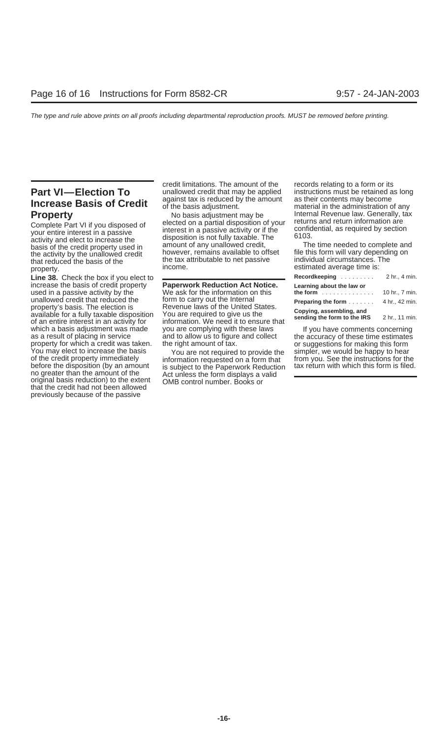## Part VI—Election To Increase Basis of Credit Property

Complete Part VI if you disposed of your entire interest in a passive activity and elect to increase the basis of the credit property used in the activity by the unallowed credit that reduced the basis of the property.

**Line 38.** Check the box if you elect to increase the basis of credit property used in a passive activity by the unallowed credit that reduced the property's basis. The election is available for a fully taxable disposition of an entire interest in an activity for which a basis adjustment was made as a result of placing in service property for which a credit was taken. You may elect to increase the basis of the credit property immediately before the disposition (by an amount no greater than the amount of the original basis reduction) to the extent that the credit had not been allowed previously because of the passive credit limitations. The amount of the unallowed credit that may be applied against tax is reduced by the amount of the basis adjustment.

No basis adjustment may be elected on a partial disposition of your interest in a passive activity or if the disposition is not fully taxable. The amount of any unallowed credit, however, remains available to offset the tax attributable to net passive income.

**Paperwork Reduction Act Notice.** We ask for the information on this form to carry out the Internal Revenue laws of the United States. You are required to give us the information. We need it to ensure that you are complying with these laws and to allow us to figure and collect the right amount of tax.

You are not required to provide the information requested on a form that is subject to the Paperwork Reduction Act unless the form displays a valid OMB control number. Books or records relating to a form or its instructions must be retained as long as their contents may become material in the administration of any Internal Revenue law. Generally, tax returns and return information are confidential, as required by section 6103.

The time needed to complete and file this form will vary depending on individual circumstances. The estimated average time is:

| | |
|---|---|
| **Recordkeeping** | 2 hr., 4 min. |
| **Learning about the law or the form** | 10 hr., 7 min. |
| **Preparing the form** | 4 hr., 42 min. |
| **Copying, assembling, and sending the form to the IRS** | 2 hr., 11 min. |

If you have comments concerning the accuracy of these time estimates or suggestions for making this form simpler, we would be happy to hear from you. See the instructions for the tax return with which this form is filed.